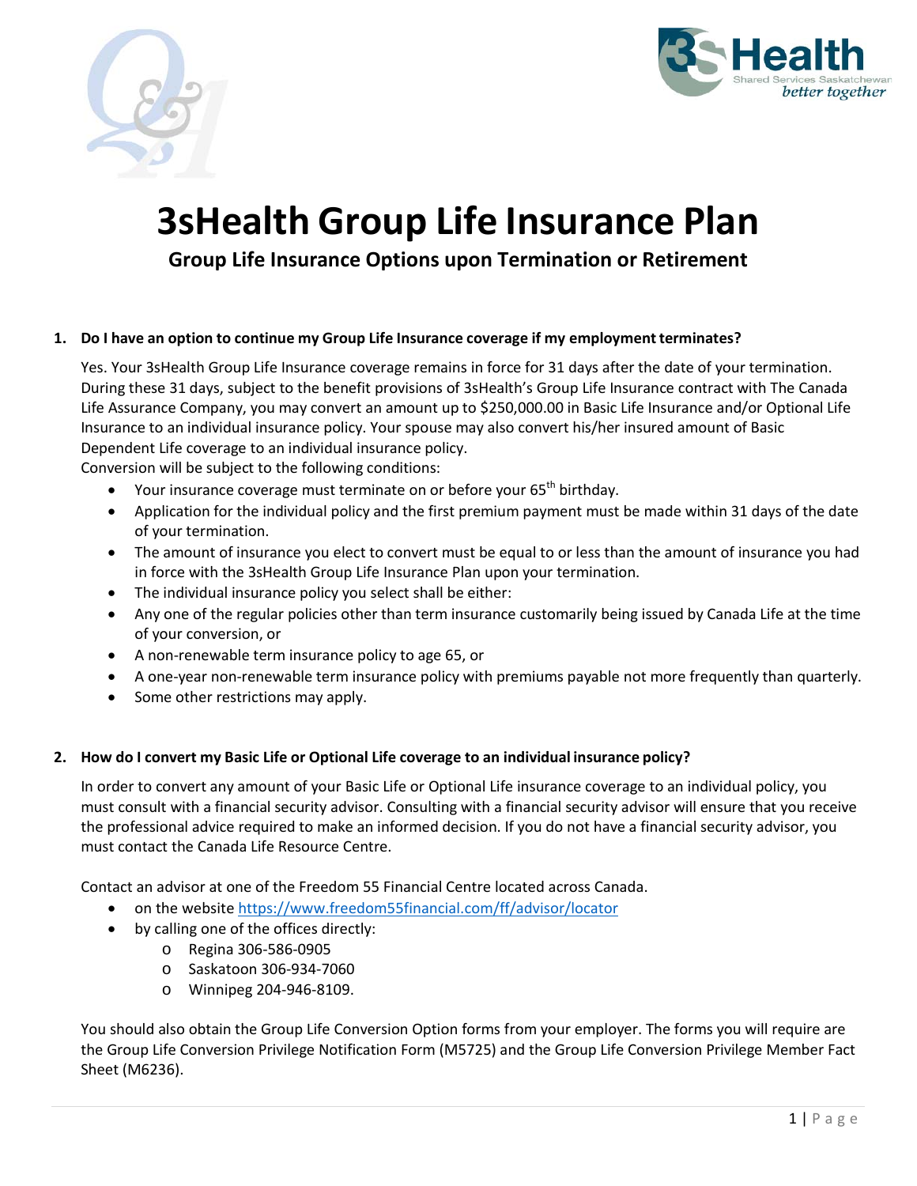# 3sHealth Group Life Insurance Plan

## Group Life Insurance Options upon Termination or Retirement

**1. Do I have an option to continue my Group Life Insurance coverage if my employment terminates?**

Yes. Your 3sHealth Group Life Insurance coverage remains in force for 31 days after the date of your termination. During these 31 days, subject to the benefit provisions of 3sHealth's Group Life Insurance contract with The Canada Life Assurance Company, you may convert an amount up to $250,000.00 in Basic Life Insurance and/or Optional Life Insurance to an individual insurance policy. Your spouse may also convert his/her insured amount of Basic Dependent Life coverage to an individual insurance policy.

Conversion will be subject to the following conditions:

- Your insurance coverage must terminate on or before your 65th birthday.
- Application for the individual policy and the first premium payment must be made within 31 days of the date of your termination.
- The amount of insurance you elect to convert must be equal to or less than the amount of insurance you had in force with the 3sHealth Group Life Insurance Plan upon your termination.
- The individual insurance policy you select shall be either:
- Any one of the regular policies other than term insurance customarily being issued by Canada Life at the time of your conversion, or
- A non-renewable term insurance policy to age 65, or
- A one-year non-renewable term insurance policy with premiums payable not more frequently than quarterly.
- Some other restrictions may apply.

**2. How do I convert my Basic Life or Optional Life coverage to an individual insurance policy?**

In order to convert any amount of your Basic Life or Optional Life insurance coverage to an individual policy, you must consult with a financial security advisor. Consulting with a financial security advisor will ensure that you receive the professional advice required to make an informed decision. If you do not have a financial security advisor, you must contact the Canada Life Resource Centre.

Contact an advisor at one of the Freedom 55 Financial Centre located across Canada.

- on the website https://www.freedom55financial.com/ff/advisor/locator
- by calling one of the offices directly:
  - Regina 306-586-0905
  - Saskatoon 306-934-7060
  - Winnipeg 204-946-8109.

You should also obtain the Group Life Conversion Option forms from your employer. The forms you will require are the Group Life Conversion Privilege Notification Form (M5725) and the Group Life Conversion Privilege Member Fact Sheet (M6236).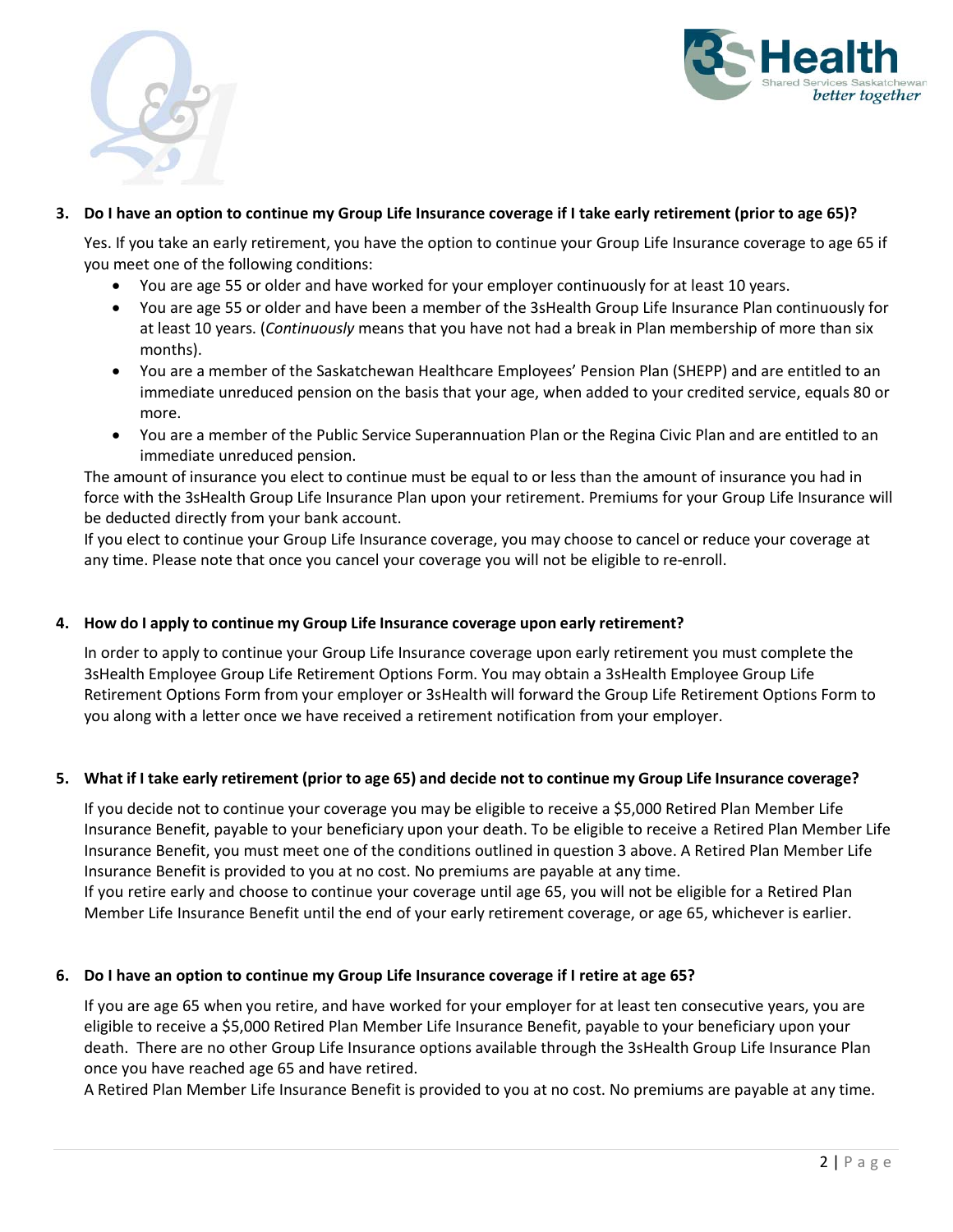**3. Do I have an option to continue my Group Life Insurance coverage if I take early retirement (prior to age 65)?**

Yes. If you take an early retirement, you have the option to continue your Group Life Insurance coverage to age 65 if you meet one of the following conditions:

- You are age 55 or older and have worked for your employer continuously for at least 10 years.
- You are age 55 or older and have been a member of the 3sHealth Group Life Insurance Plan continuously for at least 10 years. (*Continuously* means that you have not had a break in Plan membership of more than six months).
- You are a member of the Saskatchewan Healthcare Employees' Pension Plan (SHEPP) and are entitled to an immediate unreduced pension on the basis that your age, when added to your credited service, equals 80 or more.
- You are a member of the Public Service Superannuation Plan or the Regina Civic Plan and are entitled to an immediate unreduced pension.

The amount of insurance you elect to continue must be equal to or less than the amount of insurance you had in force with the 3sHealth Group Life Insurance Plan upon your retirement. Premiums for your Group Life Insurance will be deducted directly from your bank account.

If you elect to continue your Group Life Insurance coverage, you may choose to cancel or reduce your coverage at any time. Please note that once you cancel your coverage you will not be eligible to re-enroll.

**4. How do I apply to continue my Group Life Insurance coverage upon early retirement?**

In order to apply to continue your Group Life Insurance coverage upon early retirement you must complete the 3sHealth Employee Group Life Retirement Options Form. You may obtain a 3sHealth Employee Group Life Retirement Options Form from your employer or 3sHealth will forward the Group Life Retirement Options Form to you along with a letter once we have received a retirement notification from your employer.

**5. What if I take early retirement (prior to age 65) and decide not to continue my Group Life Insurance coverage?**

If you decide not to continue your coverage you may be eligible to receive a $5,000 Retired Plan Member Life Insurance Benefit, payable to your beneficiary upon your death. To be eligible to receive a Retired Plan Member Life Insurance Benefit, you must meet one of the conditions outlined in question 3 above. A Retired Plan Member Life Insurance Benefit is provided to you at no cost. No premiums are payable at any time.

If you retire early and choose to continue your coverage until age 65, you will not be eligible for a Retired Plan Member Life Insurance Benefit until the end of your early retirement coverage, or age 65, whichever is earlier.

**6. Do I have an option to continue my Group Life Insurance coverage if I retire at age 65?**

If you are age 65 when you retire, and have worked for your employer for at least ten consecutive years, you are eligible to receive a $5,000 Retired Plan Member Life Insurance Benefit, payable to your beneficiary upon your death. There are no other Group Life Insurance options available through the 3sHealth Group Life Insurance Plan once you have reached age 65 and have retired.

A Retired Plan Member Life Insurance Benefit is provided to you at no cost. No premiums are payable at any time.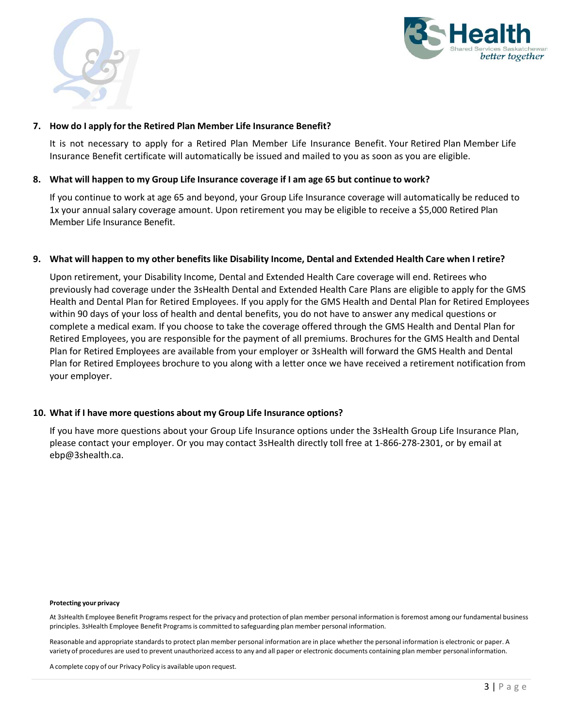**7. How do I apply for the Retired Plan Member Life Insurance Benefit?**

It is not necessary to apply for a Retired Plan Member Life Insurance Benefit. Your Retired Plan Member Life Insurance Benefit certificate will automatically be issued and mailed to you as soon as you are eligible.

**8. What will happen to my Group Life Insurance coverage if I am age 65 but continue to work?**

If you continue to work at age 65 and beyond, your Group Life Insurance coverage will automatically be reduced to 1x your annual salary coverage amount. Upon retirement you may be eligible to receive a $5,000 Retired Plan Member Life Insurance Benefit.

**9. What will happen to my other benefits like Disability Income, Dental and Extended Health Care when I retire?**

Upon retirement, your Disability Income, Dental and Extended Health Care coverage will end. Retirees who previously had coverage under the 3sHealth Dental and Extended Health Care Plans are eligible to apply for the GMS Health and Dental Plan for Retired Employees. If you apply for the GMS Health and Dental Plan for Retired Employees within 90 days of your loss of health and dental benefits, you do not have to answer any medical questions or complete a medical exam. If you choose to take the coverage offered through the GMS Health and Dental Plan for Retired Employees, you are responsible for the payment of all premiums. Brochures for the GMS Health and Dental Plan for Retired Employees are available from your employer or 3sHealth will forward the GMS Health and Dental Plan for Retired Employees brochure to you along with a letter once we have received a retirement notification from your employer.

**10. What if I have more questions about my Group Life Insurance options?**

If you have more questions about your Group Life Insurance options under the 3sHealth Group Life Insurance Plan, please contact your employer. Or you may contact 3sHealth directly toll free at 1-866-278-2301, or by email at ebp@3shealth.ca.

**Protecting your privacy**

At 3sHealth Employee Benefit Programs respect for the privacy and protection of plan member personal information is foremost among our fundamental business principles. 3sHealth Employee Benefit Programs is committed to safeguarding plan member personal information.

Reasonable and appropriate standards to protect plan member personal information are in place whether the personal information is electronic or paper. A variety of procedures are used to prevent unauthorized access to any and all paper or electronic documents containing plan member personal information.

A complete copy of our Privacy Policy is available upon request.